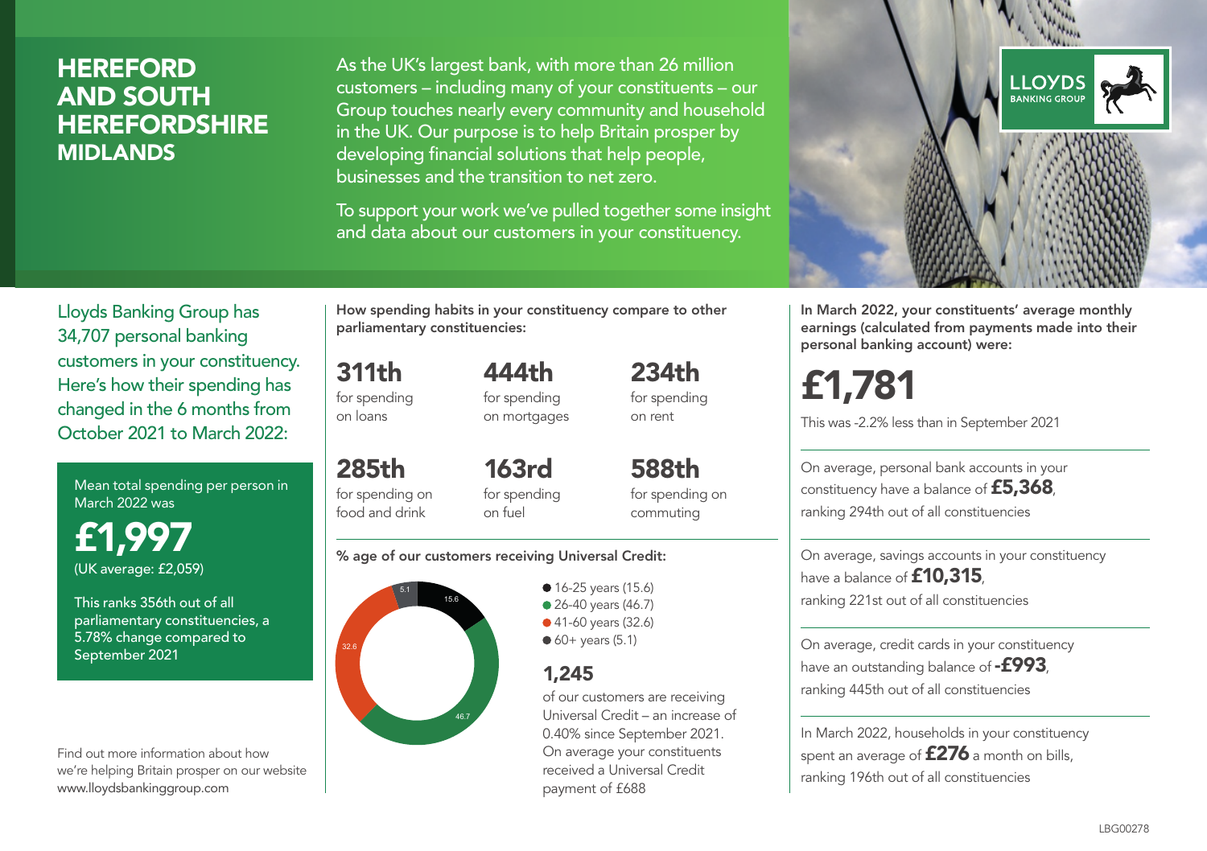# HEREFORD AND SOUTH HEREFORDSHIRE
## MIDLANDS

As the UK's largest bank, with more than 26 million customers – including many of your constituents – our Group touches nearly every community and household in the UK. Our purpose is to help Britain prosper by developing financial solutions that help people, businesses and the transition to net zero.

To support your work we've pulled together some insight and data about our customers in your constituency.

Lloyds Banking Group has 34,707 personal banking customers in your constituency. Here's how their spending has changed in the 6 months from October 2021 to March 2022:

Mean total spending per person in March 2022 was

**£1,997**
(UK average: £2,059)

This ranks 356th out of all parliamentary constituencies, a 5.78% change compared to September 2021

Find out more information about how we're helping Britain prosper on our website www.lloydsbankinggroup.com

**How spending habits in your constituency compare to other parliamentary constituencies:**

**311th** for spending on loans

**444th** for spending on mortgages

**234th** for spending on rent

**285th** for spending on food and drink

**163rd** for spending on fuel

**588th** for spending on commuting

**% age of our customers receiving Universal Credit:**

- 16-25 years (15.6)
- 26-40 years (46.7)
- 41-60 years (32.6)
- 60+ years (5.1)

**1,245** of our customers are receiving Universal Credit – an increase of 0.40% since September 2021. On average your constituents received a Universal Credit payment of £688

**In March 2022, your constituents' average monthly earnings (calculated from payments made into their personal banking account) were:**

**£1,781**

This was -2.2% less than in September 2021

On average, personal bank accounts in your constituency have a balance of **£5,368**, ranking 294th out of all constituencies

On average, savings accounts in your constituency have a balance of **£10,315**, ranking 221st out of all constituencies

On average, credit cards in your constituency have an outstanding balance of **-£993**, ranking 445th out of all constituencies

In March 2022, households in your constituency spent an average of **£276** a month on bills, ranking 196th out of all constituencies

LBG00278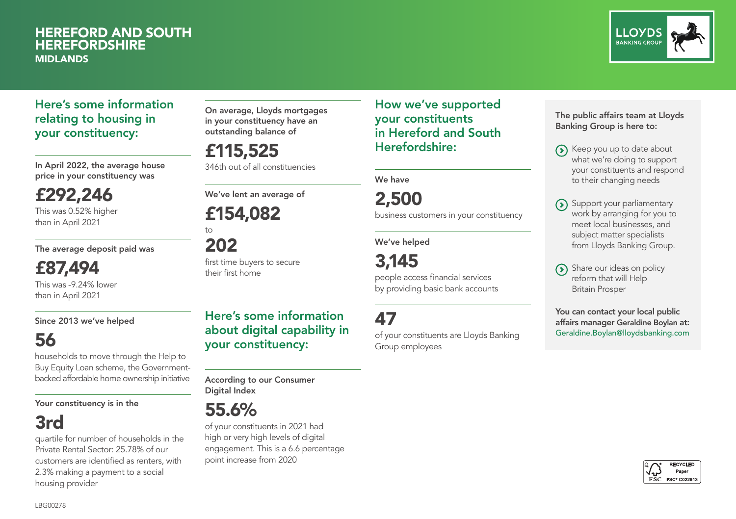# HEREFORD AND SOUTH HEREFORDSHIRE

MIDLANDS

## Here's some information relating to housing in your constituency:

**In April 2022, the average house price in your constituency was**

## £292,246

This was 0.52% higher than in April 2021

**The average deposit paid was**

## £87,494

This was -9.24% lower than in April 2021

**Since 2013 we've helped**

## 56

households to move through the Help to Buy Equity Loan scheme, the Government-backed affordable home ownership initiative

**Your constituency is in the**

## 3rd

quartile for number of households in the Private Rental Sector: 25.78% of our customers are identified as renters, with 2.3% making a payment to a social housing provider

**On average, Lloyds mortgages in your constituency have an outstanding balance of**

## £115,525

346th out of all constituencies

**We've lent an average of**

## £154,082

to

## 202

first time buyers to secure their first home

## Here's some information about digital capability in your constituency:

**According to our Consumer Digital Index**

## 55.6%

of your constituents in 2021 had high or very high levels of digital engagement. This is a 6.6 percentage point increase from 2020

## How we've supported your constituents in Hereford and South Herefordshire:

**We have**

## 2,500

business customers in your constituency

**We've helped**

## 3,145

people access financial services by providing basic bank accounts

## 47

of your constituents are Lloyds Banking Group employees

**The public affairs team at Lloyds Banking Group is here to:**

- Keep you up to date about what we're doing to support your constituents and respond to their changing needs
- Support your parliamentary work by arranging for you to meet local businesses, and subject matter specialists from Lloyds Banking Group.
- Share our ideas on policy reform that will Help Britain Prosper

**You can contact your local public affairs manager Geraldine Boylan at:** Geraldine.Boylan@lloydsbanking.com

LBG00278